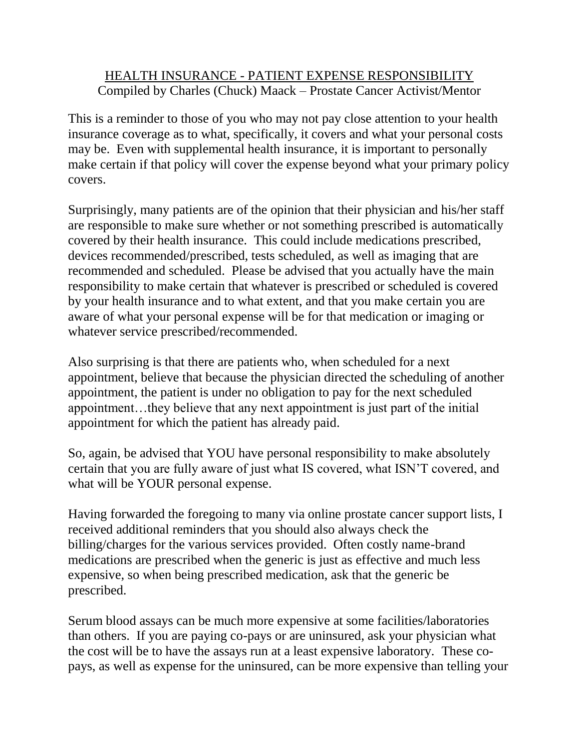# HEALTH INSURANCE - PATIENT EXPENSE RESPONSIBILITY

Compiled by Charles (Chuck) Maack – Prostate Cancer Activist/Mentor

This is a reminder to those of you who may not pay close attention to your health insurance coverage as to what, specifically, it covers and what your personal costs may be. Even with supplemental health insurance, it is important to personally make certain if that policy will cover the expense beyond what your primary policy covers.

Surprisingly, many patients are of the opinion that their physician and his/her staff are responsible to make sure whether or not something prescribed is automatically covered by their health insurance. This could include medications prescribed, devices recommended/prescribed, tests scheduled, as well as imaging that are recommended and scheduled. Please be advised that you actually have the main responsibility to make certain that whatever is prescribed or scheduled is covered by your health insurance and to what extent, and that you make certain you are aware of what your personal expense will be for that medication or imaging or whatever service prescribed/recommended.

Also surprising is that there are patients who, when scheduled for a next appointment, believe that because the physician directed the scheduling of another appointment, the patient is under no obligation to pay for the next scheduled appointment…they believe that any next appointment is just part of the initial appointment for which the patient has already paid.

So, again, be advised that YOU have personal responsibility to make absolutely certain that you are fully aware of just what IS covered, what ISN'T covered, and what will be YOUR personal expense.

Having forwarded the foregoing to many via online prostate cancer support lists, I received additional reminders that you should also always check the billing/charges for the various services provided. Often costly name-brand medications are prescribed when the generic is just as effective and much less expensive, so when being prescribed medication, ask that the generic be prescribed.

Serum blood assays can be much more expensive at some facilities/laboratories than others. If you are paying co-pays or are uninsured, ask your physician what the cost will be to have the assays run at a least expensive laboratory. These co-pays, as well as expense for the uninsured, can be more expensive than telling your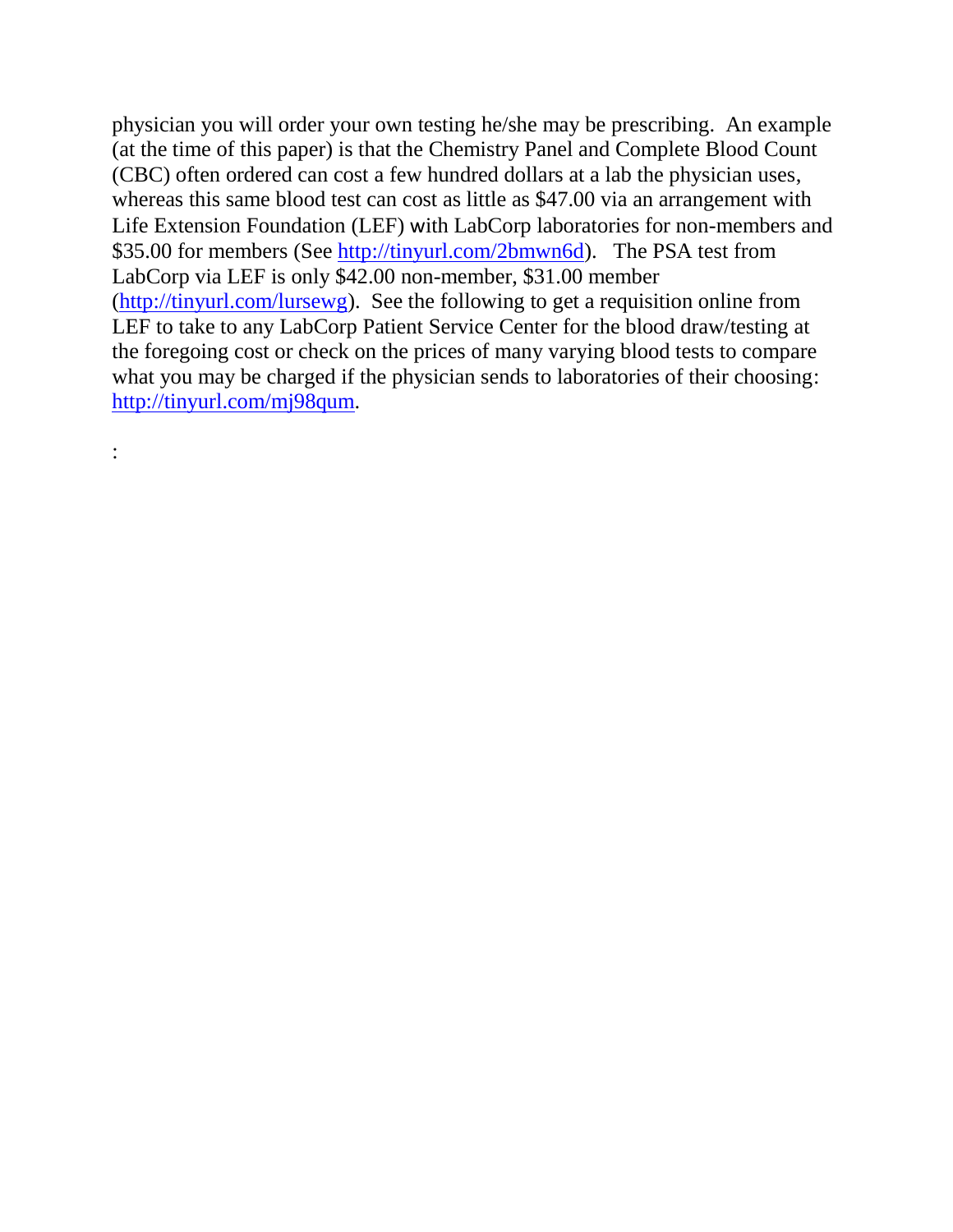physician you will order your own testing he/she may be prescribing. An example (at the time of this paper) is that the Chemistry Panel and Complete Blood Count (CBC) often ordered can cost a few hundred dollars at a lab the physician uses, whereas this same blood test can cost as little as $47.00 via an arrangement with Life Extension Foundation (LEF) with LabCorp laboratories for non-members and $35.00 for members (See http://tinyurl.com/2bmwn6d). The PSA test from LabCorp via LEF is only $42.00 non-member, $31.00 member (http://tinyurl.com/lursewg). See the following to get a requisition online from LEF to take to any LabCorp Patient Service Center for the blood draw/testing at the foregoing cost or check on the prices of many varying blood tests to compare what you may be charged if the physician sends to laboratories of their choosing: http://tinyurl.com/mj98qum.

: